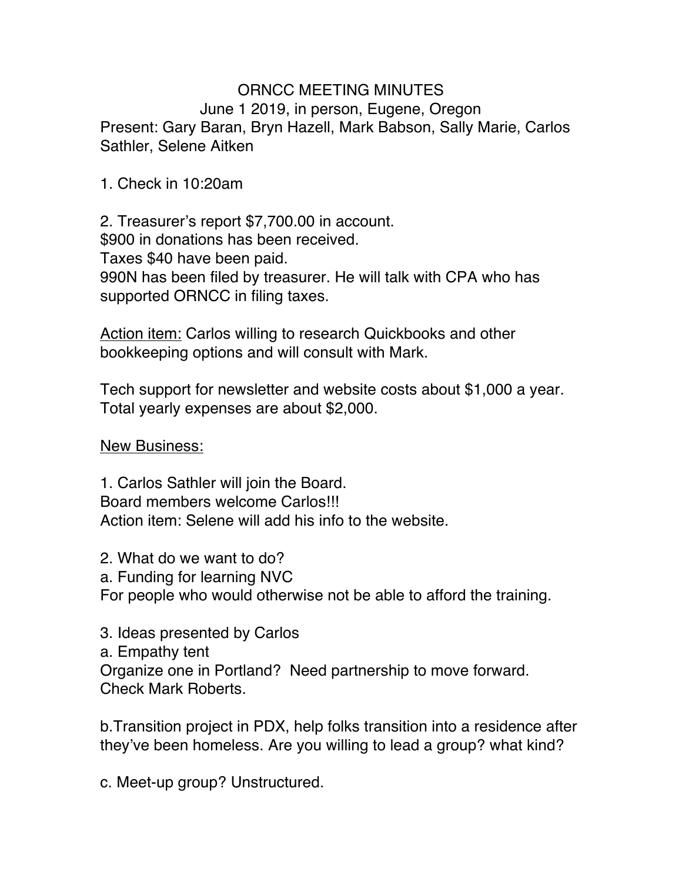# ORNCC MEETING MINUTES

June 1 2019, in person, Eugene, Oregon

Present: Gary Baran, Bryn Hazell, Mark Babson, Sally Marie, Carlos Sathler, Selene Aitken

1. Check in 10:20am

2. Treasurer's report $7,700.00 in account.
$900 in donations has been received.
Taxes $40 have been paid.
990N has been filed by treasurer. He will talk with CPA who has supported ORNCC in filing taxes.

<u>Action item:</u> Carlos willing to research Quickbooks and other bookkeeping options and will consult with Mark.

Tech support for newsletter and website costs about $1,000 a year.
Total yearly expenses are about $2,000.

<u>New Business:</u>

1. Carlos Sathler will join the Board.
Board members welcome Carlos!!!
Action item: Selene will add his info to the website.

2. What do we want to do?
a. Funding for learning NVC
For people who would otherwise not be able to afford the training.

3. Ideas presented by Carlos
a. Empathy tent
Organize one in Portland? Need partnership to move forward.
Check Mark Roberts.

b.Transition project in PDX, help folks transition into a residence after they've been homeless. Are you willing to lead a group? what kind?

c. Meet-up group? Unstructured.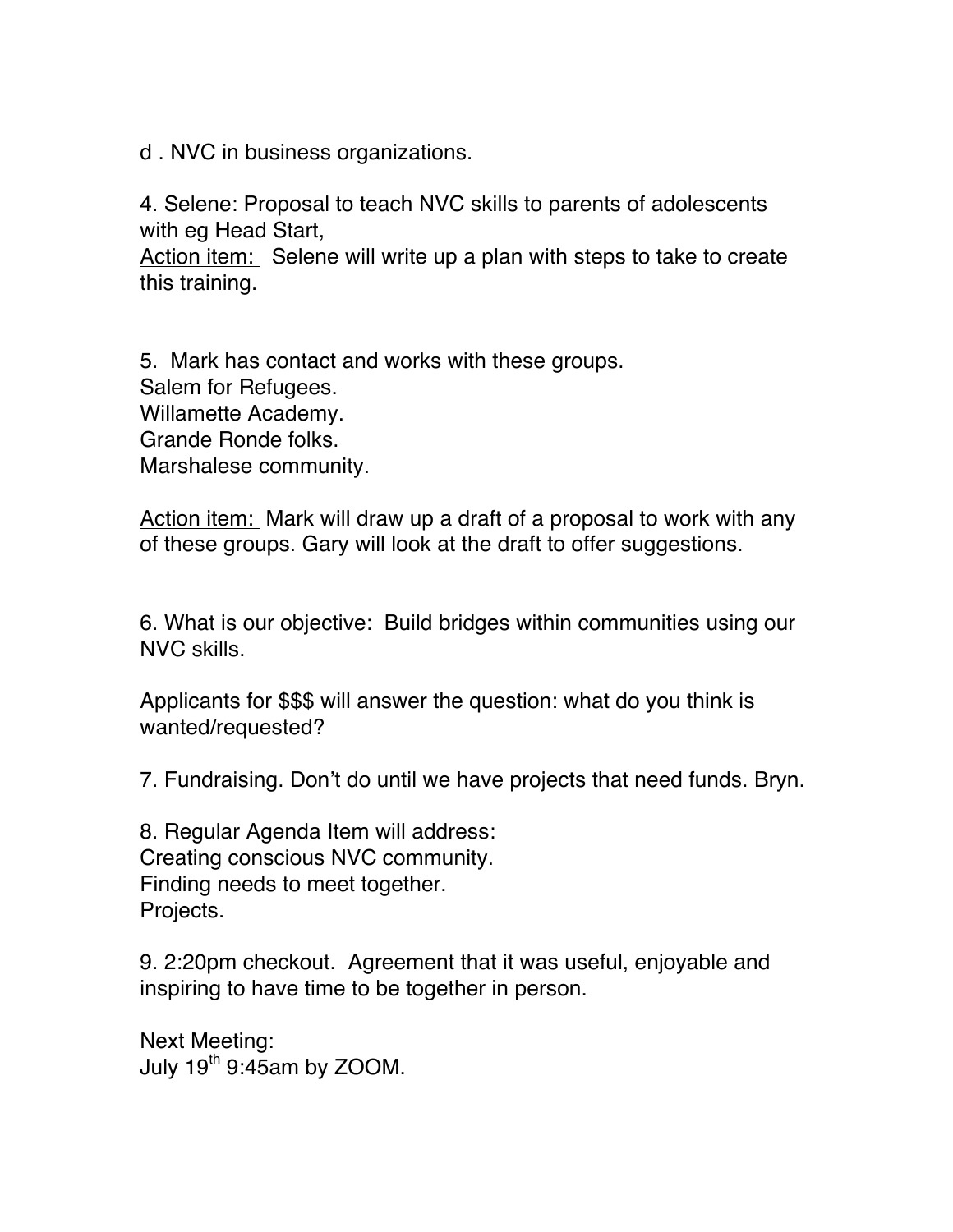d . NVC in business organizations.

4. Selene: Proposal to teach NVC skills to parents of adolescents with eg Head Start,
Action item: Selene will write up a plan with steps to take to create this training.

5. Mark has contact and works with these groups.
Salem for Refugees.
Willamette Academy.
Grande Ronde folks.
Marshalese community.

Action item: Mark will draw up a draft of a proposal to work with any of these groups. Gary will look at the draft to offer suggestions.

6. What is our objective: Build bridges within communities using our NVC skills.

Applicants for $$$ will answer the question: what do you think is wanted/requested?

7. Fundraising. Don't do until we have projects that need funds. Bryn.

8. Regular Agenda Item will address:
Creating conscious NVC community.
Finding needs to meet together.
Projects.

9. 2:20pm checkout. Agreement that it was useful, enjoyable and inspiring to have time to be together in person.

Next Meeting:
July 19th 9:45am by ZOOM.